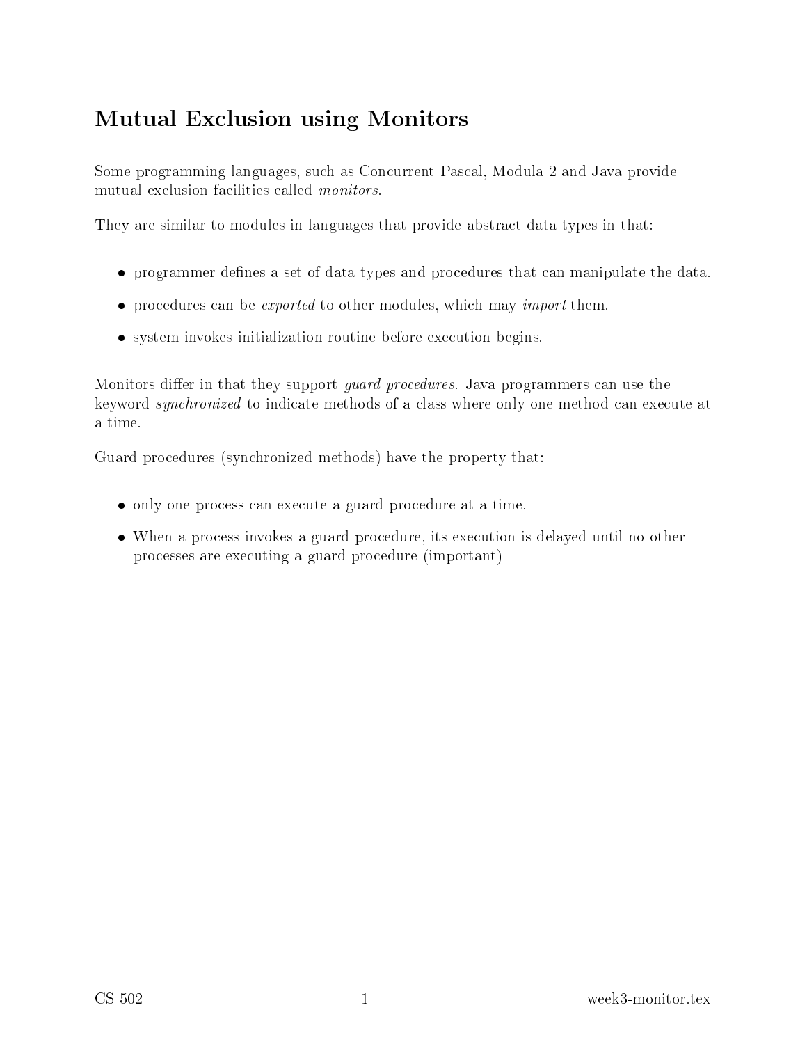# Mutual Exclusion using Monitors

Some programming languages, such as Concurrent Pascal, Modula-2 and Java provide mutual exclusion facilities called *monitors*.

They are similar to modules in languages that provide abstract data types in that:

- programmer defines a set of data types and procedures that can manipulate the data.
- procedures can be *exported* to other modules, which may *import* them.
- system invokes initialization routine before execution begins.

Monitors differ in that they support *guard procedures*. Java programmers can use the keyword *synchronized* to indicate methods of a class where only one method can execute at a time.

Guard procedures (synchronized methods) have the property that:

- only one process can execute a guard procedure at a time.
- When a process invokes a guard procedure, its execution is delayed until no other processes are executing a guard procedure (important)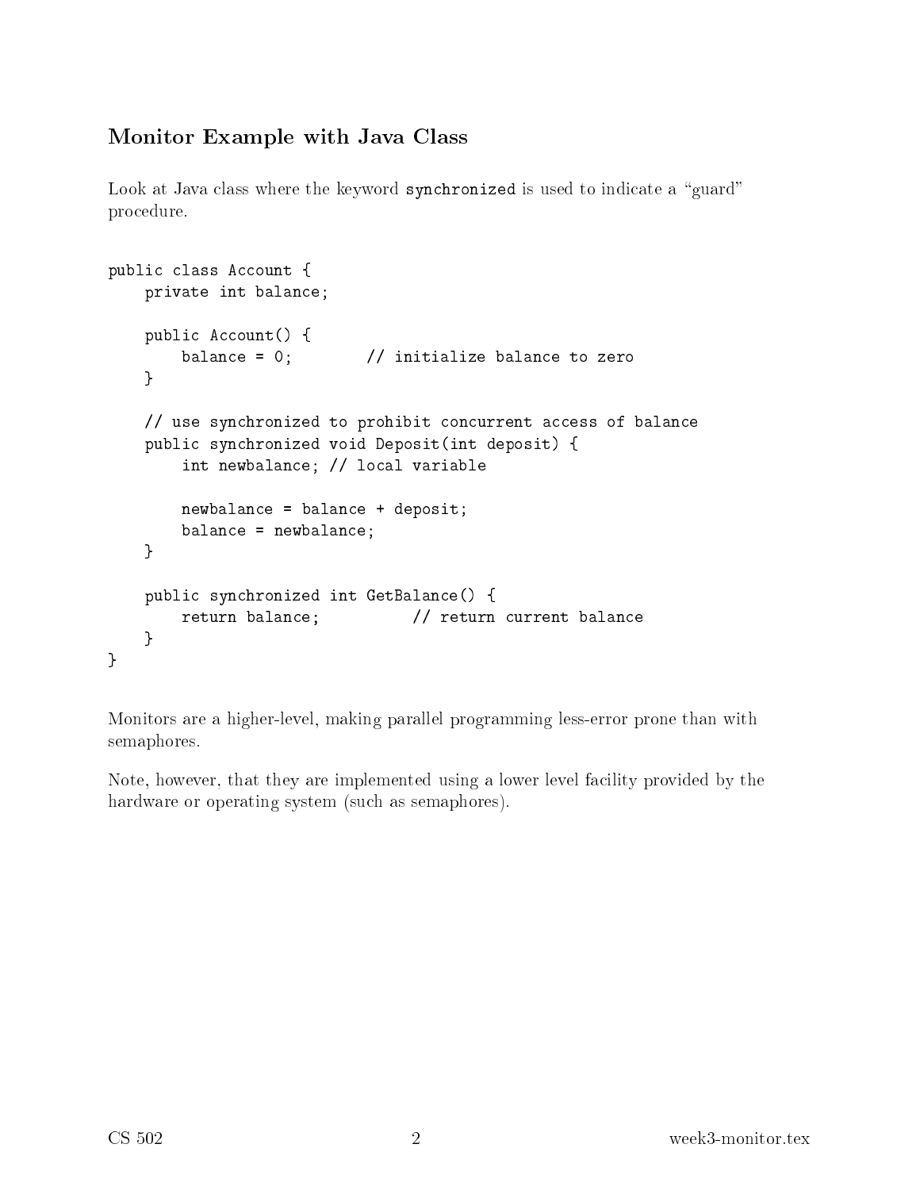## Monitor Example with Java Class

Look at Java class where the keyword `synchronized` is used to indicate a "guard" procedure.

```
public class Account {
    private int balance;

    public Account() {
        balance = 0;        // initialize balance to zero
    }

    // use synchronized to prohibit concurrent access of balance
    public synchronized void Deposit(int deposit) {
        int newbalance; // local variable

        newbalance = balance + deposit;
        balance = newbalance;
    }

    public synchronized int GetBalance() {
        return balance;          // return current balance
    }
}
```

Monitors are a higher-level, making parallel programming less-error prone than with semaphores.

Note, however, that they are implemented using a lower level facility provided by the hardware or operating system (such as semaphores).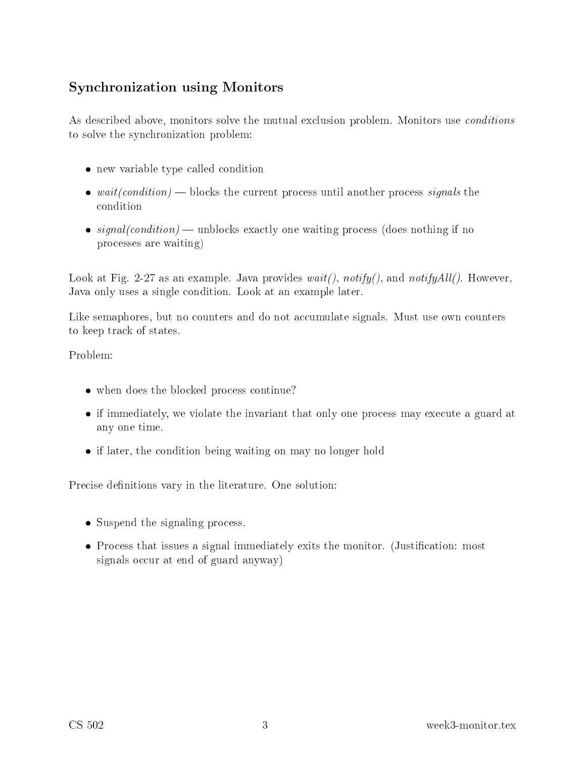## Synchronization using Monitors

As described above, monitors solve the mutual exclusion problem. Monitors use *conditions* to solve the synchronization problem:

- new variable type called condition
- *wait(condition)* — blocks the current process until another process *signals* the condition
- *signal(condition)* — unblocks exactly one waiting process (does nothing if no processes are waiting)

Look at Fig. 2-27 as an example. Java provides *wait()*, *notify()*, and *notifyAll()*. However, Java only uses a single condition. Look at an example later.

Like semaphores, but no counters and do not accumulate signals. Must use own counters to keep track of states.

Problem:

- when does the blocked process continue?
- if immediately, we violate the invariant that only one process may execute a guard at any one time.
- if later, the condition being waiting on may no longer hold

Precise definitions vary in the literature. One solution:

- Suspend the signaling process.
- Process that issues a signal immediately exits the monitor. (Justification: most signals occur at end of guard anyway)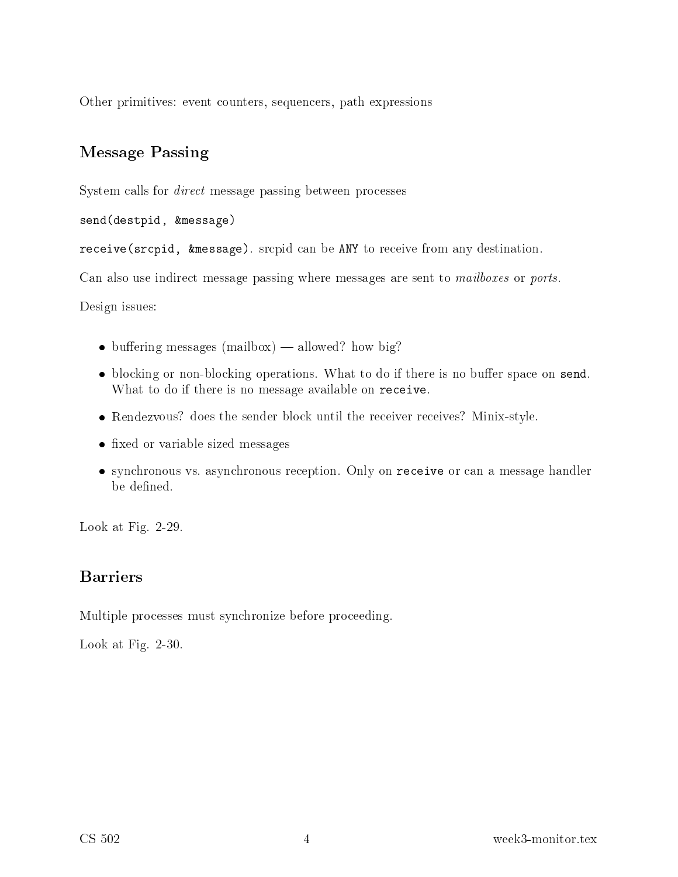Other primitives: event counters, sequencers, path expressions

## Message Passing

System calls for *direct* message passing between processes

`send(destpid, &message)`

`receive(srcpid, &message)`. srcpid can be `ANY` to receive from any destination.

Can also use indirect message passing where messages are sent to *mailboxes* or *ports*.

Design issues:

- buffering messages (mailbox) — allowed? how big?
- blocking or non-blocking operations. What to do if there is no buffer space on `send`. What to do if there is no message available on `receive`.
- Rendezvous? does the sender block until the receiver receives? Minix-style.
- fixed or variable sized messages
- synchronous vs. asynchronous reception. Only on `receive` or can a message handler be defined.

Look at Fig. 2-29.

## Barriers

Multiple processes must synchronize before proceeding.

Look at Fig. 2-30.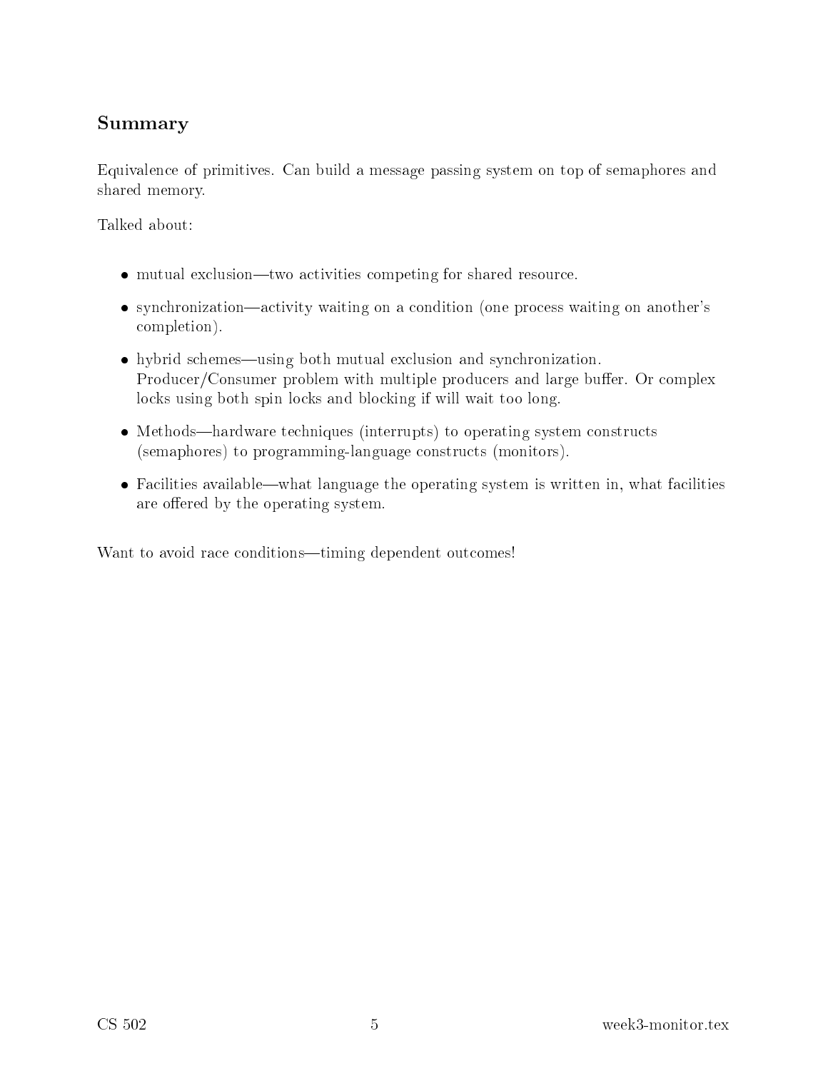## Summary

Equivalence of primitives. Can build a message passing system on top of semaphores and shared memory.

Talked about:

- mutual exclusion—two activities competing for shared resource.
- synchronization—activity waiting on a condition (one process waiting on another's completion).
- hybrid schemes—using both mutual exclusion and synchronization. Producer/Consumer problem with multiple producers and large buffer. Or complex locks using both spin locks and blocking if will wait too long.
- Methods—hardware techniques (interrupts) to operating system constructs (semaphores) to programming-language constructs (monitors).
- Facilities available—what language the operating system is written in, what facilities are offered by the operating system.

Want to avoid race conditions—timing dependent outcomes!